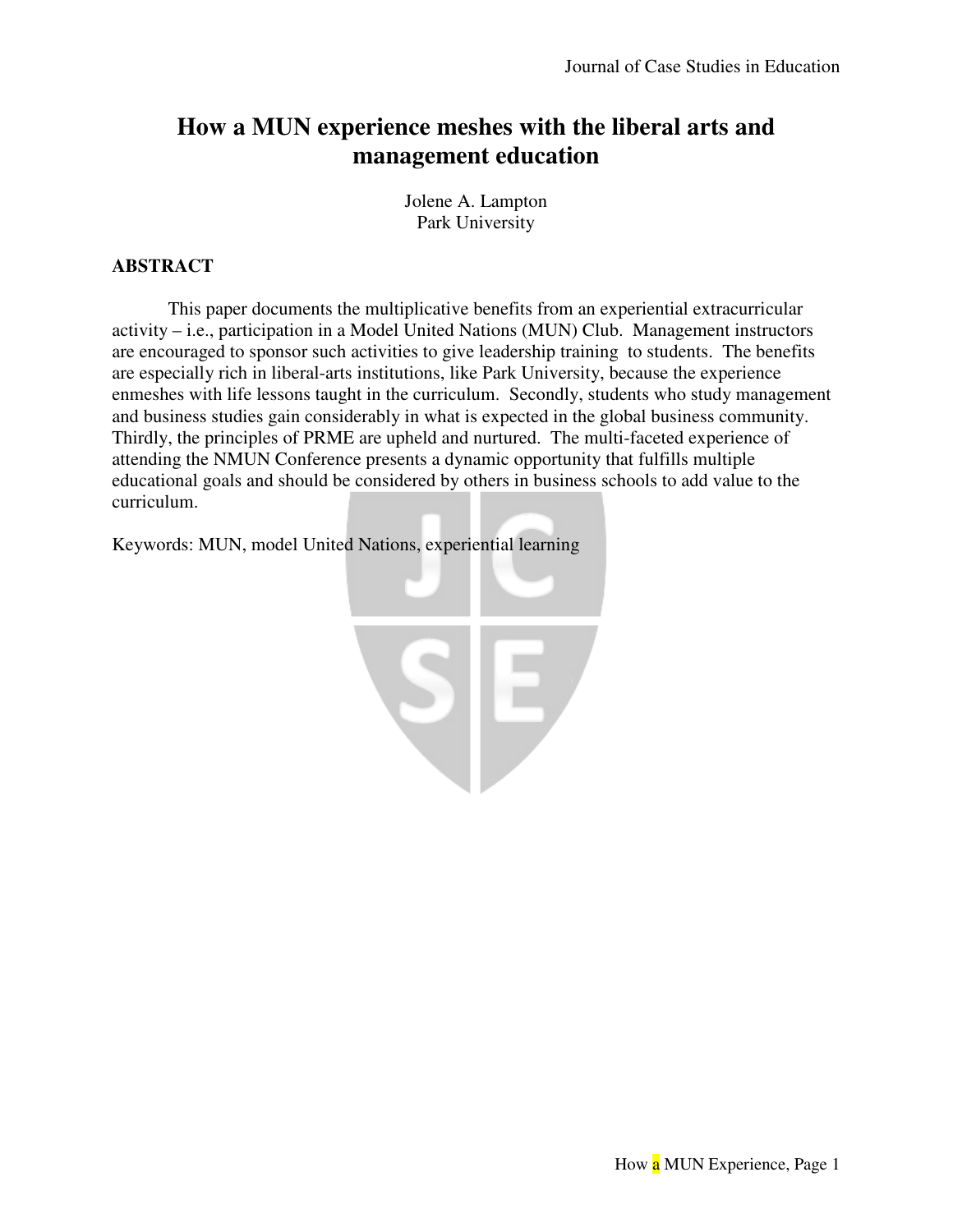# How a MUN experience meshes with the liberal arts and management education

Jolene A. Lampton
Park University

## ABSTRACT

This paper documents the multiplicative benefits from an experiential extracurricular activity – i.e., participation in a Model United Nations (MUN) Club. Management instructors are encouraged to sponsor such activities to give leadership training to students. The benefits are especially rich in liberal-arts institutions, like Park University, because the experience enmeshes with life lessons taught in the curriculum. Secondly, students who study management and business studies gain considerably in what is expected in the global business community. Thirdly, the principles of PRME are upheld and nurtured. The multi-faceted experience of attending the NMUN Conference presents a dynamic opportunity that fulfills multiple educational goals and should be considered by others in business schools to add value to the curriculum.

Keywords: MUN, model United Nations, experiential learning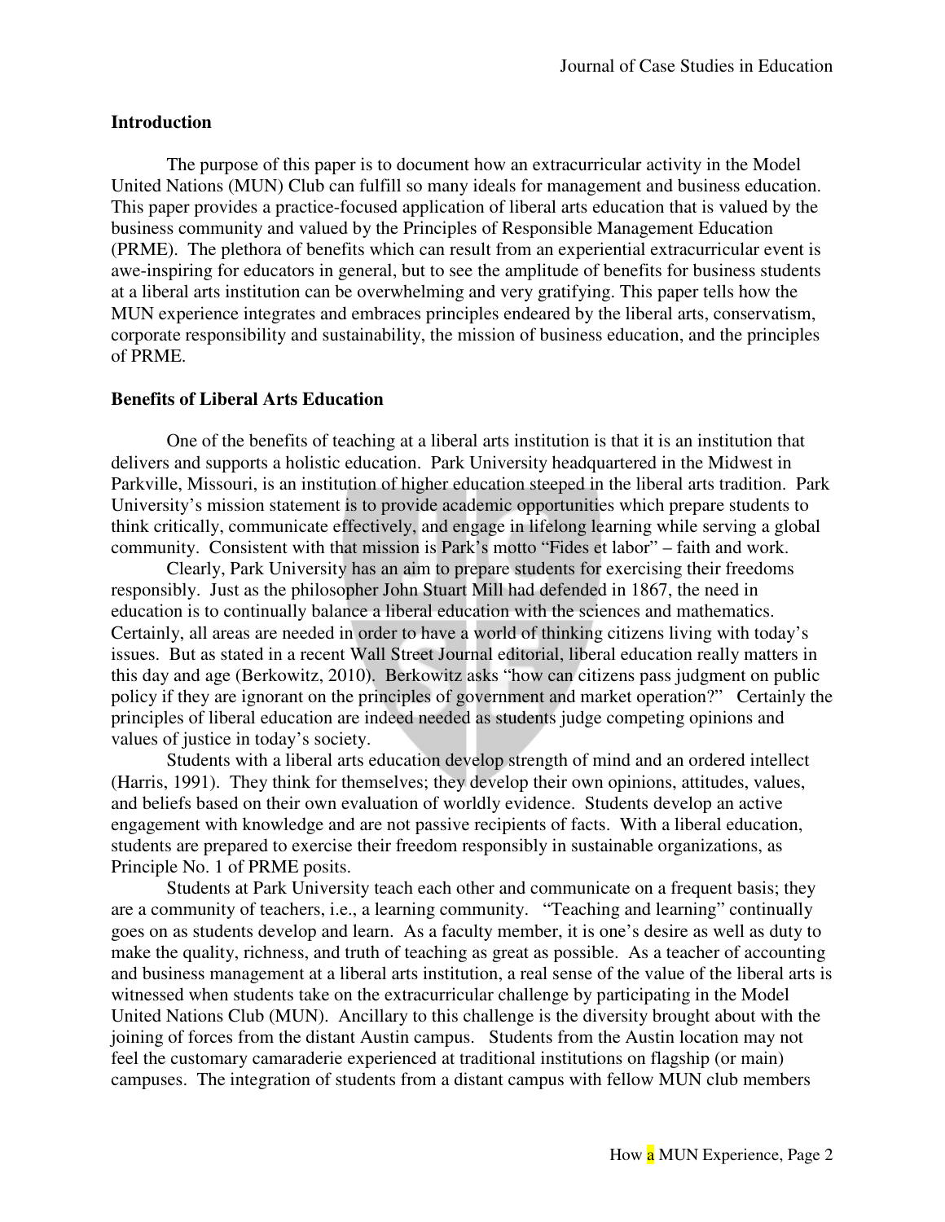## Introduction

The purpose of this paper is to document how an extracurricular activity in the Model United Nations (MUN) Club can fulfill so many ideals for management and business education. This paper provides a practice-focused application of liberal arts education that is valued by the business community and valued by the Principles of Responsible Management Education (PRME). The plethora of benefits which can result from an experiential extracurricular event is awe-inspiring for educators in general, but to see the amplitude of benefits for business students at a liberal arts institution can be overwhelming and very gratifying. This paper tells how the MUN experience integrates and embraces principles endeared by the liberal arts, conservatism, corporate responsibility and sustainability, the mission of business education, and the principles of PRME.

## Benefits of Liberal Arts Education

One of the benefits of teaching at a liberal arts institution is that it is an institution that delivers and supports a holistic education. Park University headquartered in the Midwest in Parkville, Missouri, is an institution of higher education steeped in the liberal arts tradition. Park University's mission statement is to provide academic opportunities which prepare students to think critically, communicate effectively, and engage in lifelong learning while serving a global community. Consistent with that mission is Park's motto "Fides et labor" – faith and work.

Clearly, Park University has an aim to prepare students for exercising their freedoms responsibly. Just as the philosopher John Stuart Mill had defended in 1867, the need in education is to continually balance a liberal education with the sciences and mathematics. Certainly, all areas are needed in order to have a world of thinking citizens living with today's issues. But as stated in a recent Wall Street Journal editorial, liberal education really matters in this day and age (Berkowitz, 2010). Berkowitz asks "how can citizens pass judgment on public policy if they are ignorant on the principles of government and market operation?" Certainly the principles of liberal education are indeed needed as students judge competing opinions and values of justice in today's society.

Students with a liberal arts education develop strength of mind and an ordered intellect (Harris, 1991). They think for themselves; they develop their own opinions, attitudes, values, and beliefs based on their own evaluation of worldly evidence. Students develop an active engagement with knowledge and are not passive recipients of facts. With a liberal education, students are prepared to exercise their freedom responsibly in sustainable organizations, as Principle No. 1 of PRME posits.

Students at Park University teach each other and communicate on a frequent basis; they are a community of teachers, i.e., a learning community. "Teaching and learning" continually goes on as students develop and learn. As a faculty member, it is one's desire as well as duty to make the quality, richness, and truth of teaching as great as possible. As a teacher of accounting and business management at a liberal arts institution, a real sense of the value of the liberal arts is witnessed when students take on the extracurricular challenge by participating in the Model United Nations Club (MUN). Ancillary to this challenge is the diversity brought about with the joining of forces from the distant Austin campus. Students from the Austin location may not feel the customary camaraderie experienced at traditional institutions on flagship (or main) campuses. The integration of students from a distant campus with fellow MUN club members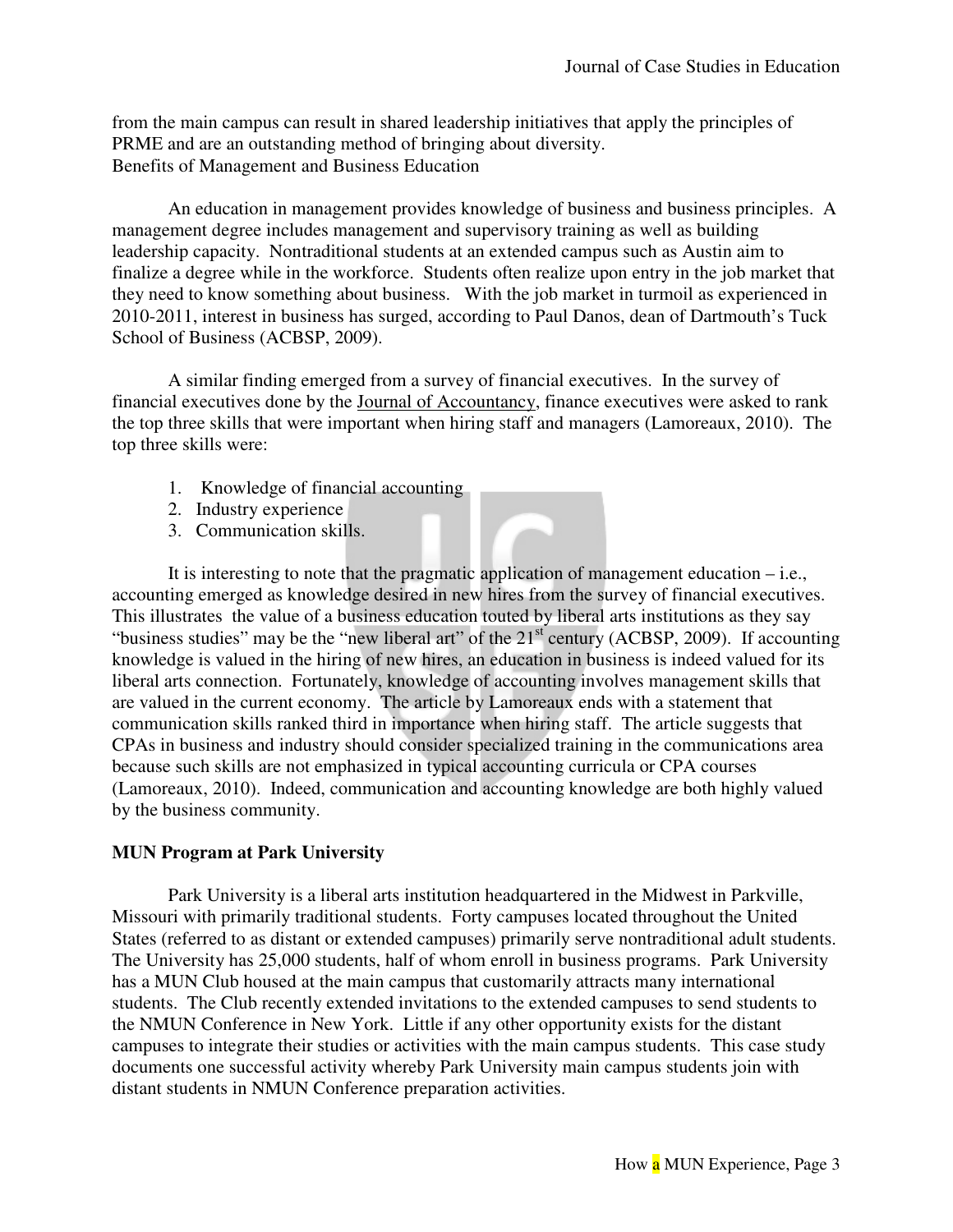from the main campus can result in shared leadership initiatives that apply the principles of PRME and are an outstanding method of bringing about diversity.

Benefits of Management and Business Education

An education in management provides knowledge of business and business principles. A management degree includes management and supervisory training as well as building leadership capacity. Nontraditional students at an extended campus such as Austin aim to finalize a degree while in the workforce. Students often realize upon entry in the job market that they need to know something about business. With the job market in turmoil as experienced in 2010-2011, interest in business has surged, according to Paul Danos, dean of Dartmouth's Tuck School of Business (ACBSP, 2009).

A similar finding emerged from a survey of financial executives. In the survey of financial executives done by the Journal of Accountancy, finance executives were asked to rank the top three skills that were important when hiring staff and managers (Lamoreaux, 2010). The top three skills were:

1. Knowledge of financial accounting
2. Industry experience
3. Communication skills.

It is interesting to note that the pragmatic application of management education – i.e., accounting emerged as knowledge desired in new hires from the survey of financial executives. This illustrates the value of a business education touted by liberal arts institutions as they say "business studies" may be the "new liberal art" of the 21st century (ACBSP, 2009). If accounting knowledge is valued in the hiring of new hires, an education in business is indeed valued for its liberal arts connection. Fortunately, knowledge of accounting involves management skills that are valued in the current economy. The article by Lamoreaux ends with a statement that communication skills ranked third in importance when hiring staff. The article suggests that CPAs in business and industry should consider specialized training in the communications area because such skills are not emphasized in typical accounting curricula or CPA courses (Lamoreaux, 2010). Indeed, communication and accounting knowledge are both highly valued by the business community.

**MUN Program at Park University**

Park University is a liberal arts institution headquartered in the Midwest in Parkville, Missouri with primarily traditional students. Forty campuses located throughout the United States (referred to as distant or extended campuses) primarily serve nontraditional adult students. The University has 25,000 students, half of whom enroll in business programs. Park University has a MUN Club housed at the main campus that customarily attracts many international students. The Club recently extended invitations to the extended campuses to send students to the NMUN Conference in New York. Little if any other opportunity exists for the distant campuses to integrate their studies or activities with the main campus students. This case study documents one successful activity whereby Park University main campus students join with distant students in NMUN Conference preparation activities.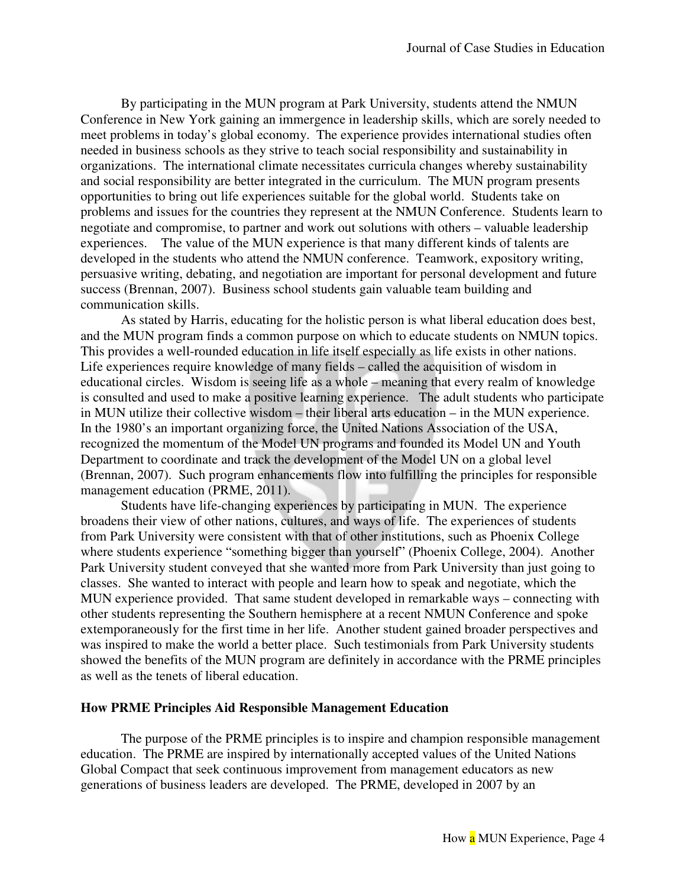By participating in the MUN program at Park University, students attend the NMUN Conference in New York gaining an immergence in leadership skills, which are sorely needed to meet problems in today's global economy. The experience provides international studies often needed in business schools as they strive to teach social responsibility and sustainability in organizations. The international climate necessitates curricula changes whereby sustainability and social responsibility are better integrated in the curriculum. The MUN program presents opportunities to bring out life experiences suitable for the global world. Students take on problems and issues for the countries they represent at the NMUN Conference. Students learn to negotiate and compromise, to partner and work out solutions with others – valuable leadership experiences. The value of the MUN experience is that many different kinds of talents are developed in the students who attend the NMUN conference. Teamwork, expository writing, persuasive writing, debating, and negotiation are important for personal development and future success (Brennan, 2007). Business school students gain valuable team building and communication skills.

As stated by Harris, educating for the holistic person is what liberal education does best, and the MUN program finds a common purpose on which to educate students on NMUN topics. This provides a well-rounded education in life itself especially as life exists in other nations. Life experiences require knowledge of many fields – called the acquisition of wisdom in educational circles. Wisdom is seeing life as a whole – meaning that every realm of knowledge is consulted and used to make a positive learning experience. The adult students who participate in MUN utilize their collective wisdom – their liberal arts education – in the MUN experience. In the 1980's an important organizing force, the United Nations Association of the USA, recognized the momentum of the Model UN programs and founded its Model UN and Youth Department to coordinate and track the development of the Model UN on a global level (Brennan, 2007). Such program enhancements flow into fulfilling the principles for responsible management education (PRME, 2011).

Students have life-changing experiences by participating in MUN. The experience broadens their view of other nations, cultures, and ways of life. The experiences of students from Park University were consistent with that of other institutions, such as Phoenix College where students experience "something bigger than yourself" (Phoenix College, 2004). Another Park University student conveyed that she wanted more from Park University than just going to classes. She wanted to interact with people and learn how to speak and negotiate, which the MUN experience provided. That same student developed in remarkable ways – connecting with other students representing the Southern hemisphere at a recent NMUN Conference and spoke extemporaneously for the first time in her life. Another student gained broader perspectives and was inspired to make the world a better place. Such testimonials from Park University students showed the benefits of the MUN program are definitely in accordance with the PRME principles as well as the tenets of liberal education.

## How PRME Principles Aid Responsible Management Education

The purpose of the PRME principles is to inspire and champion responsible management education. The PRME are inspired by internationally accepted values of the United Nations Global Compact that seek continuous improvement from management educators as new generations of business leaders are developed. The PRME, developed in 2007 by an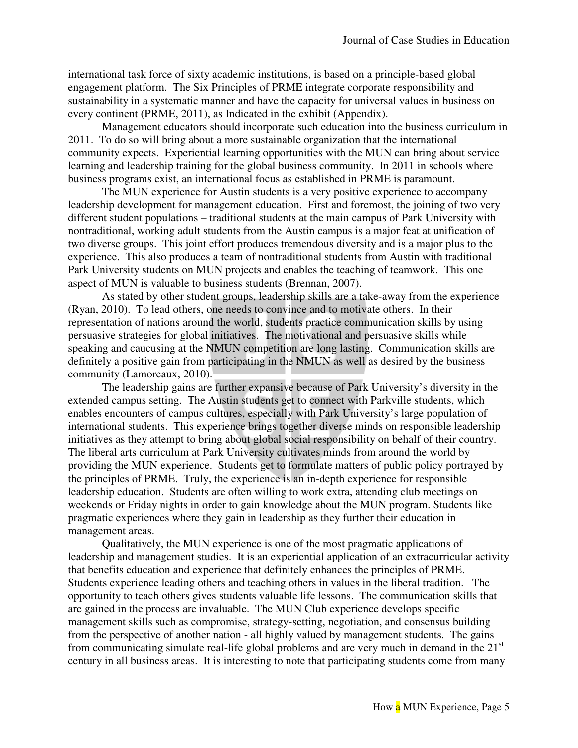international task force of sixty academic institutions, is based on a principle-based global engagement platform. The Six Principles of PRME integrate corporate responsibility and sustainability in a systematic manner and have the capacity for universal values in business on every continent (PRME, 2011), as Indicated in the exhibit (Appendix).

Management educators should incorporate such education into the business curriculum in 2011. To do so will bring about a more sustainable organization that the international community expects. Experiential learning opportunities with the MUN can bring about service learning and leadership training for the global business community. In 2011 in schools where business programs exist, an international focus as established in PRME is paramount.

The MUN experience for Austin students is a very positive experience to accompany leadership development for management education. First and foremost, the joining of two very different student populations – traditional students at the main campus of Park University with nontraditional, working adult students from the Austin campus is a major feat at unification of two diverse groups. This joint effort produces tremendous diversity and is a major plus to the experience. This also produces a team of nontraditional students from Austin with traditional Park University students on MUN projects and enables the teaching of teamwork. This one aspect of MUN is valuable to business students (Brennan, 2007).

As stated by other student groups, leadership skills are a take-away from the experience (Ryan, 2010). To lead others, one needs to convince and to motivate others. In their representation of nations around the world, students practice communication skills by using persuasive strategies for global initiatives. The motivational and persuasive skills while speaking and caucusing at the NMUN competition are long lasting. Communication skills are definitely a positive gain from participating in the NMUN as well as desired by the business community (Lamoreaux, 2010).

The leadership gains are further expansive because of Park University's diversity in the extended campus setting. The Austin students get to connect with Parkville students, which enables encounters of campus cultures, especially with Park University's large population of international students. This experience brings together diverse minds on responsible leadership initiatives as they attempt to bring about global social responsibility on behalf of their country. The liberal arts curriculum at Park University cultivates minds from around the world by providing the MUN experience. Students get to formulate matters of public policy portrayed by the principles of PRME. Truly, the experience is an in-depth experience for responsible leadership education. Students are often willing to work extra, attending club meetings on weekends or Friday nights in order to gain knowledge about the MUN program. Students like pragmatic experiences where they gain in leadership as they further their education in management areas.

Qualitatively, the MUN experience is one of the most pragmatic applications of leadership and management studies. It is an experiential application of an extracurricular activity that benefits education and experience that definitely enhances the principles of PRME. Students experience leading others and teaching others in values in the liberal tradition. The opportunity to teach others gives students valuable life lessons. The communication skills that are gained in the process are invaluable. The MUN Club experience develops specific management skills such as compromise, strategy-setting, negotiation, and consensus building from the perspective of another nation - all highly valued by management students. The gains from communicating simulate real-life global problems and are very much in demand in the 21st century in all business areas. It is interesting to note that participating students come from many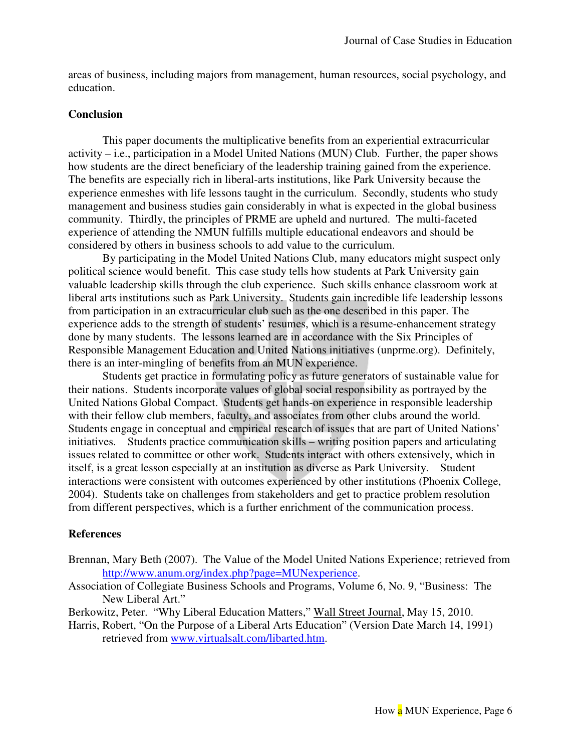areas of business, including majors from management, human resources, social psychology, and education.

## Conclusion

This paper documents the multiplicative benefits from an experiential extracurricular activity – i.e., participation in a Model United Nations (MUN) Club. Further, the paper shows how students are the direct beneficiary of the leadership training gained from the experience. The benefits are especially rich in liberal-arts institutions, like Park University because the experience enmeshes with life lessons taught in the curriculum. Secondly, students who study management and business studies gain considerably in what is expected in the global business community. Thirdly, the principles of PRME are upheld and nurtured. The multi-faceted experience of attending the NMUN fulfills multiple educational endeavors and should be considered by others in business schools to add value to the curriculum.

By participating in the Model United Nations Club, many educators might suspect only political science would benefit. This case study tells how students at Park University gain valuable leadership skills through the club experience. Such skills enhance classroom work at liberal arts institutions such as Park University. Students gain incredible life leadership lessons from participation in an extracurricular club such as the one described in this paper. The experience adds to the strength of students' resumes, which is a resume-enhancement strategy done by many students. The lessons learned are in accordance with the Six Principles of Responsible Management Education and United Nations initiatives (unprme.org). Definitely, there is an inter-mingling of benefits from an MUN experience.

Students get practice in formulating policy as future generators of sustainable value for their nations. Students incorporate values of global social responsibility as portrayed by the United Nations Global Compact. Students get hands-on experience in responsible leadership with their fellow club members, faculty, and associates from other clubs around the world. Students engage in conceptual and empirical research of issues that are part of United Nations' initiatives. Students practice communication skills – writing position papers and articulating issues related to committee or other work. Students interact with others extensively, which in itself, is a great lesson especially at an institution as diverse as Park University. Student interactions were consistent with outcomes experienced by other institutions (Phoenix College, 2004). Students take on challenges from stakeholders and get to practice problem resolution from different perspectives, which is a further enrichment of the communication process.

## References

Brennan, Mary Beth (2007). The Value of the Model United Nations Experience; retrieved from http://www.anum.org/index.php?page=MUNexperience.

Association of Collegiate Business Schools and Programs, Volume 6, No. 9, "Business: The New Liberal Art."

Berkowitz, Peter. "Why Liberal Education Matters," Wall Street Journal, May 15, 2010.

Harris, Robert, "On the Purpose of a Liberal Arts Education" (Version Date March 14, 1991) retrieved from www.virtualsalt.com/libarted.htm.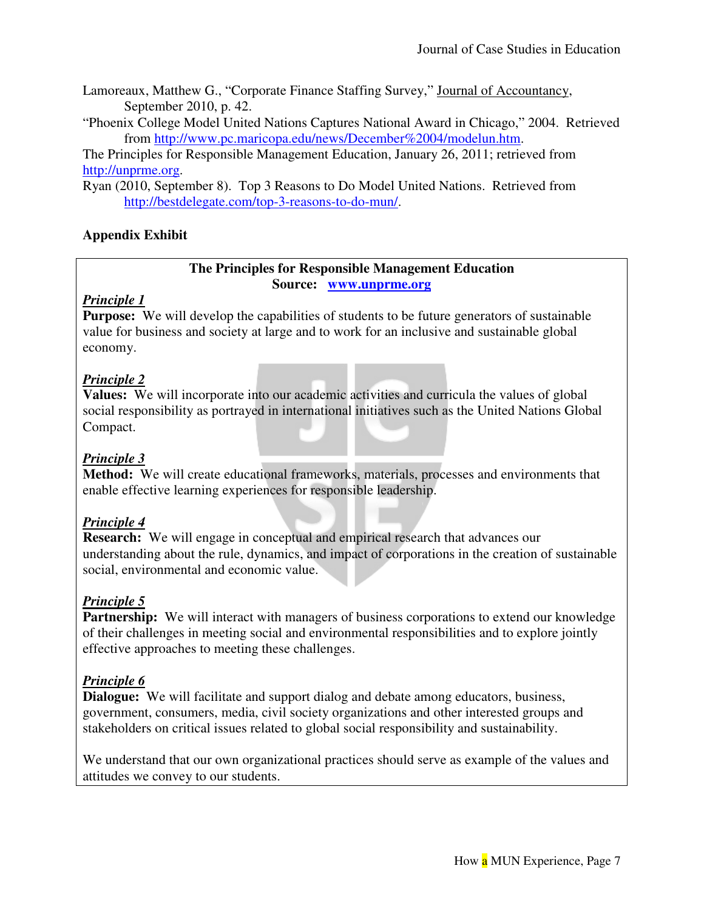Lamoreaux, Matthew G., "Corporate Finance Staffing Survey," Journal of Accountancy, September 2010, p. 42.

"Phoenix College Model United Nations Captures National Award in Chicago," 2004. Retrieved from http://www.pc.maricopa.edu/news/December%2004/modelun.htm.

The Principles for Responsible Management Education, January 26, 2011; retrieved from http://unprme.org.

Ryan (2010, September 8). Top 3 Reasons to Do Model United Nations. Retrieved from http://bestdelegate.com/top-3-reasons-to-do-mun/.

**Appendix Exhibit**

**The Principles for Responsible Management Education**
**Source: www.unprme.org**

***Principle 1***
**Purpose:** We will develop the capabilities of students to be future generators of sustainable value for business and society at large and to work for an inclusive and sustainable global economy.

***Principle 2***
**Values:** We will incorporate into our academic activities and curricula the values of global social responsibility as portrayed in international initiatives such as the United Nations Global Compact.

***Principle 3***
**Method:** We will create educational frameworks, materials, processes and environments that enable effective learning experiences for responsible leadership.

***Principle 4***
**Research:** We will engage in conceptual and empirical research that advances our understanding about the rule, dynamics, and impact of corporations in the creation of sustainable social, environmental and economic value.

***Principle 5***
**Partnership:** We will interact with managers of business corporations to extend our knowledge of their challenges in meeting social and environmental responsibilities and to explore jointly effective approaches to meeting these challenges.

***Principle 6***
**Dialogue:** We will facilitate and support dialog and debate among educators, business, government, consumers, media, civil society organizations and other interested groups and stakeholders on critical issues related to global social responsibility and sustainability.

We understand that our own organizational practices should serve as example of the values and attitudes we convey to our students.